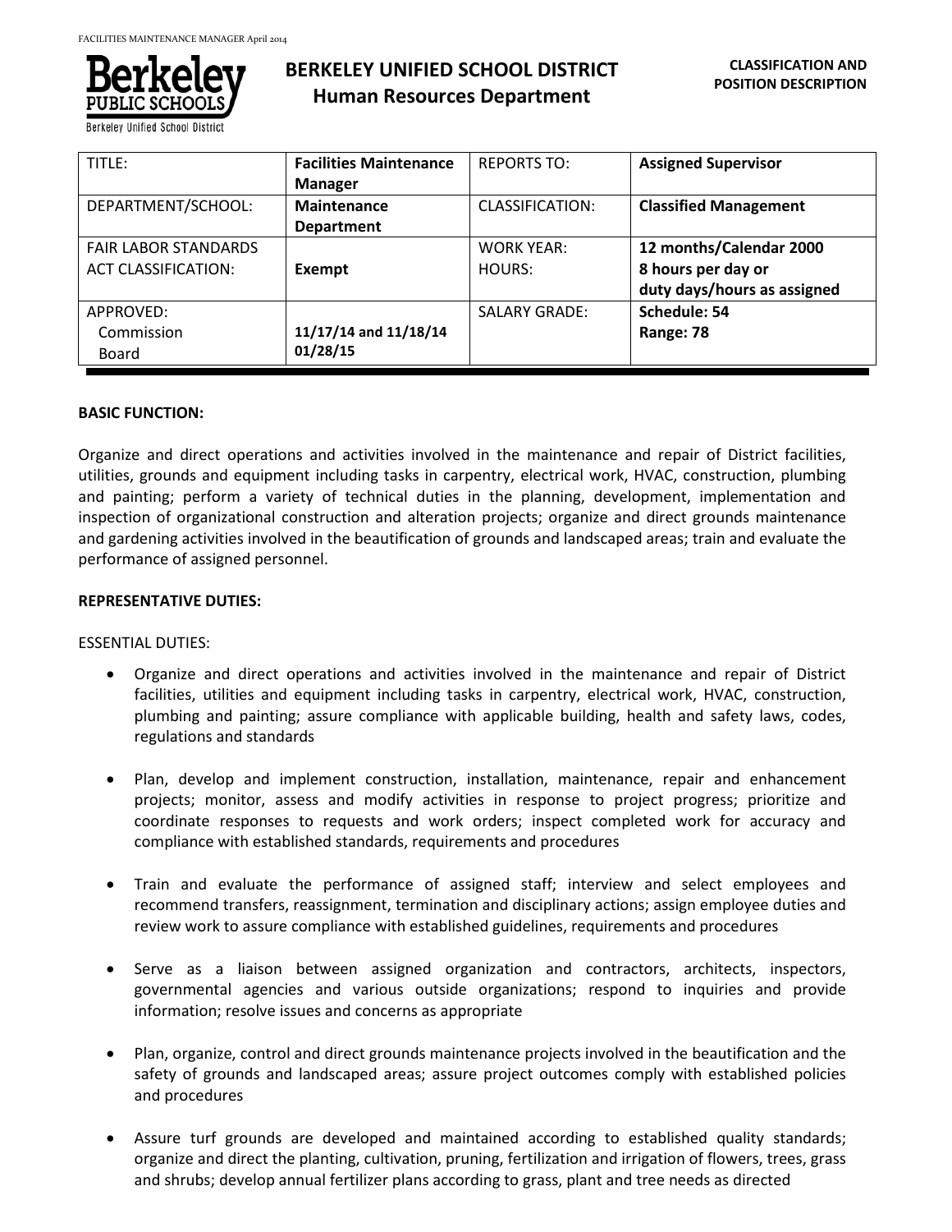# BERKELEY UNIFIED SCHOOL DISTRICT
## Human Resources Department

**CLASSIFICATION AND POSITION DESCRIPTION**

| TITLE: | **Facilities Maintenance Manager** | REPORTS TO: | **Assigned Supervisor** |
|---|---|---|---|
| DEPARTMENT/SCHOOL: | **Maintenance Department** | CLASSIFICATION: | **Classified Management** |
| FAIR LABOR STANDARDS ACT CLASSIFICATION: | **Exempt** | WORK YEAR: HOURS: | **12 months/Calendar 2000 8 hours per day or duty days/hours as assigned** |
| APPROVED: Commission Board | **11/17/14 and 11/18/14 01/28/15** | SALARY GRADE: | **Schedule: 54 Range: 78** |

**BASIC FUNCTION:**

Organize and direct operations and activities involved in the maintenance and repair of District facilities, utilities, grounds and equipment including tasks in carpentry, electrical work, HVAC, construction, plumbing and painting; perform a variety of technical duties in the planning, development, implementation and inspection of organizational construction and alteration projects; organize and direct grounds maintenance and gardening activities involved in the beautification of grounds and landscaped areas; train and evaluate the performance of assigned personnel.

**REPRESENTATIVE DUTIES:**

ESSENTIAL DUTIES:

- Organize and direct operations and activities involved in the maintenance and repair of District facilities, utilities and equipment including tasks in carpentry, electrical work, HVAC, construction, plumbing and painting; assure compliance with applicable building, health and safety laws, codes, regulations and standards
- Plan, develop and implement construction, installation, maintenance, repair and enhancement projects; monitor, assess and modify activities in response to project progress; prioritize and coordinate responses to requests and work orders; inspect completed work for accuracy and compliance with established standards, requirements and procedures
- Train and evaluate the performance of assigned staff; interview and select employees and recommend transfers, reassignment, termination and disciplinary actions; assign employee duties and review work to assure compliance with established guidelines, requirements and procedures
- Serve as a liaison between assigned organization and contractors, architects, inspectors, governmental agencies and various outside organizations; respond to inquiries and provide information; resolve issues and concerns as appropriate
- Plan, organize, control and direct grounds maintenance projects involved in the beautification and the safety of grounds and landscaped areas; assure project outcomes comply with established policies and procedures
- Assure turf grounds are developed and maintained according to established quality standards; organize and direct the planting, cultivation, pruning, fertilization and irrigation of flowers, trees, grass and shrubs; develop annual fertilizer plans according to grass, plant and tree needs as directed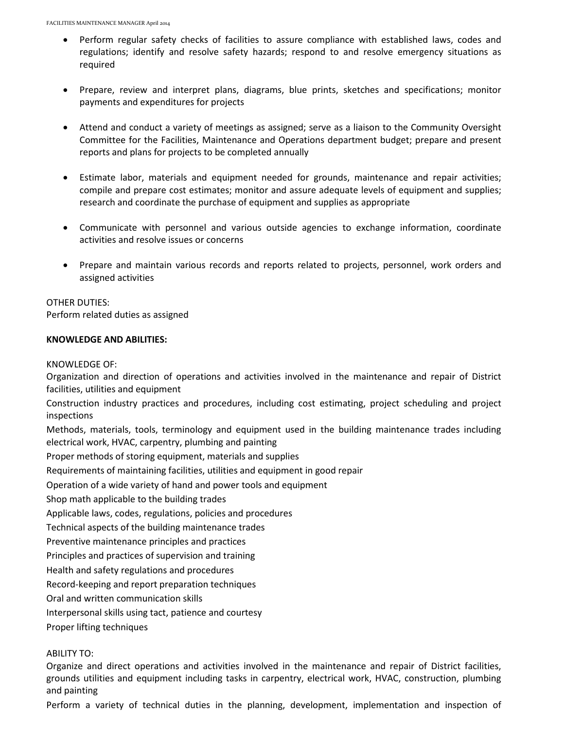- Perform regular safety checks of facilities to assure compliance with established laws, codes and regulations; identify and resolve safety hazards; respond to and resolve emergency situations as required

- Prepare, review and interpret plans, diagrams, blue prints, sketches and specifications; monitor payments and expenditures for projects

- Attend and conduct a variety of meetings as assigned; serve as a liaison to the Community Oversight Committee for the Facilities, Maintenance and Operations department budget; prepare and present reports and plans for projects to be completed annually

- Estimate labor, materials and equipment needed for grounds, maintenance and repair activities; compile and prepare cost estimates; monitor and assure adequate levels of equipment and supplies; research and coordinate the purchase of equipment and supplies as appropriate

- Communicate with personnel and various outside agencies to exchange information, coordinate activities and resolve issues or concerns

- Prepare and maintain various records and reports related to projects, personnel, work orders and assigned activities

OTHER DUTIES:
Perform related duties as assigned

**KNOWLEDGE AND ABILITIES:**

KNOWLEDGE OF:
Organization and direction of operations and activities involved in the maintenance and repair of District facilities, utilities and equipment
Construction industry practices and procedures, including cost estimating, project scheduling and project inspections
Methods, materials, tools, terminology and equipment used in the building maintenance trades including electrical work, HVAC, carpentry, plumbing and painting
Proper methods of storing equipment, materials and supplies
Requirements of maintaining facilities, utilities and equipment in good repair
Operation of a wide variety of hand and power tools and equipment
Shop math applicable to the building trades
Applicable laws, codes, regulations, policies and procedures
Technical aspects of the building maintenance trades
Preventive maintenance principles and practices
Principles and practices of supervision and training
Health and safety regulations and procedures
Record-keeping and report preparation techniques
Oral and written communication skills
Interpersonal skills using tact, patience and courtesy
Proper lifting techniques

ABILITY TO:
Organize and direct operations and activities involved in the maintenance and repair of District facilities, grounds utilities and equipment including tasks in carpentry, electrical work, HVAC, construction, plumbing and painting
Perform a variety of technical duties in the planning, development, implementation and inspection of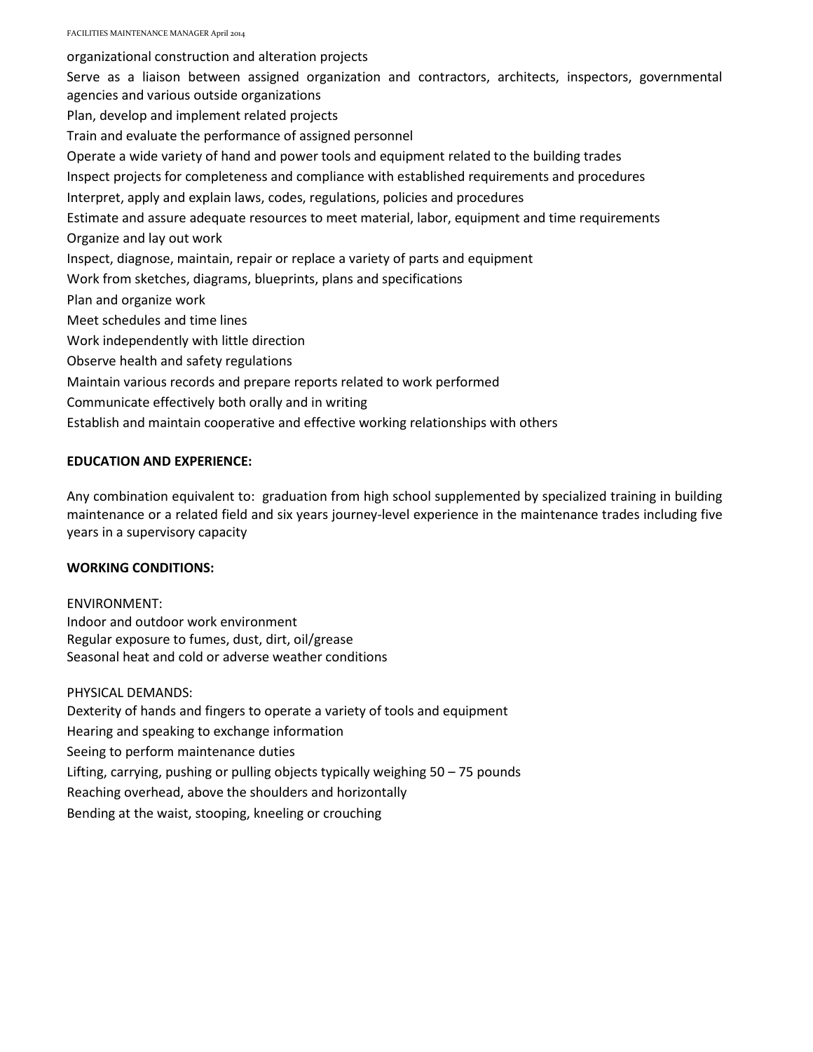organizational construction and alteration projects

Serve as a liaison between assigned organization and contractors, architects, inspectors, governmental agencies and various outside organizations

Plan, develop and implement related projects

Train and evaluate the performance of assigned personnel

Operate a wide variety of hand and power tools and equipment related to the building trades

Inspect projects for completeness and compliance with established requirements and procedures

Interpret, apply and explain laws, codes, regulations, policies and procedures

Estimate and assure adequate resources to meet material, labor, equipment and time requirements

Organize and lay out work

Inspect, diagnose, maintain, repair or replace a variety of parts and equipment

Work from sketches, diagrams, blueprints, plans and specifications

Plan and organize work

Meet schedules and time lines

Work independently with little direction

Observe health and safety regulations

Maintain various records and prepare reports related to work performed

Communicate effectively both orally and in writing

Establish and maintain cooperative and effective working relationships with others

**EDUCATION AND EXPERIENCE:**

Any combination equivalent to: graduation from high school supplemented by specialized training in building maintenance or a related field and six years journey-level experience in the maintenance trades including five years in a supervisory capacity

**WORKING CONDITIONS:**

ENVIRONMENT:

Indoor and outdoor work environment

Regular exposure to fumes, dust, dirt, oil/grease

Seasonal heat and cold or adverse weather conditions

PHYSICAL DEMANDS:

Dexterity of hands and fingers to operate a variety of tools and equipment

Hearing and speaking to exchange information

Seeing to perform maintenance duties

Lifting, carrying, pushing or pulling objects typically weighing 50 – 75 pounds

Reaching overhead, above the shoulders and horizontally

Bending at the waist, stooping, kneeling or crouching